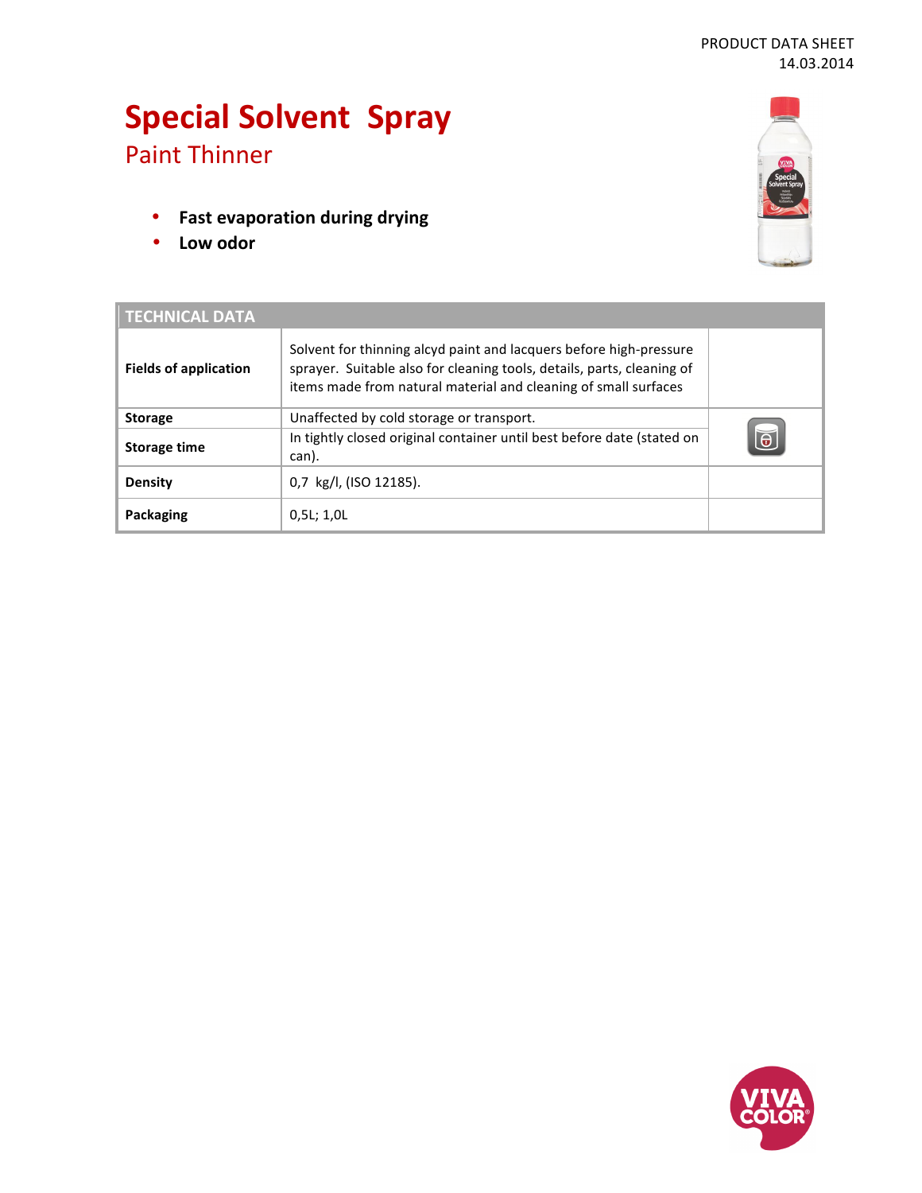PRODUCT DATA SHEET
14.03.2014

# Special Solvent Spray

## Paint Thinner

- **Fast evaporation during drying**
- **Low odor**

| TECHNICAL DATA | | |
|---|---|---|
| **Fields of application** | Solvent for thinning alcyd paint and lacquers before high-pressure sprayer. Suitable also for cleaning tools, details, parts, cleaning of items made from natural material and cleaning of small surfaces | |
| **Storage** | Unaffected by cold storage or transport. | |
| **Storage time** | In tightly closed original container until best before date (stated on can). | |
| **Density** | 0,7 kg/l, (ISO 12185). | |
| **Packaging** | 0,5L; 1,0L | |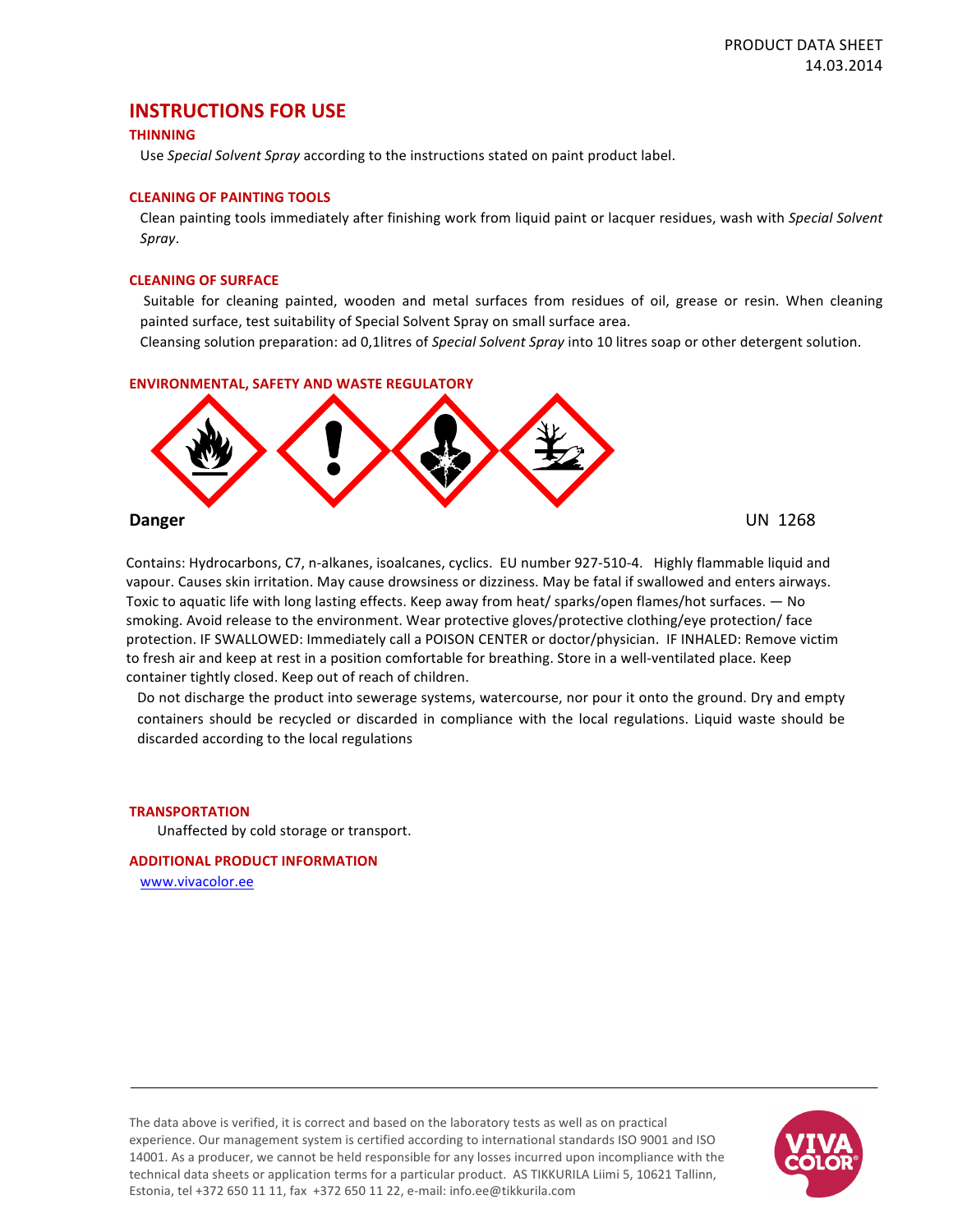## INSTRUCTIONS FOR USE

### THINNING

Use *Special Solvent Spray* according to the instructions stated on paint product label.

### CLEANING OF PAINTING TOOLS

Clean painting tools immediately after finishing work from liquid paint or lacquer residues, wash with *Special Solvent Spray*.

### CLEANING OF SURFACE

Suitable for cleaning painted, wooden and metal surfaces from residues of oil, grease or resin. When cleaning painted surface, test suitability of Special Solvent Spray on small surface area.

Cleansing solution preparation: ad 0,1litres of *Special Solvent Spray* into 10 litres soap or other detergent solution.

### ENVIRONMENTAL, SAFETY AND WASTE REGULATORY

**Danger** UN 1268

Contains: Hydrocarbons, C7, n-alkanes, isoalcanes, cyclics. EU number 927-510-4. Highly flammable liquid and vapour. Causes skin irritation. May cause drowsiness or dizziness. May be fatal if swallowed and enters airways. Toxic to aquatic life with long lasting effects. Keep away from heat/ sparks/open flames/hot surfaces. — No smoking. Avoid release to the environment. Wear protective gloves/protective clothing/eye protection/ face protection. IF SWALLOWED: Immediately call a POISON CENTER or doctor/physician. IF INHALED: Remove victim to fresh air and keep at rest in a position comfortable for breathing. Store in a well-ventilated place. Keep container tightly closed. Keep out of reach of children.

Do not discharge the product into sewerage systems, watercourse, nor pour it onto the ground. Dry and empty containers should be recycled or discarded in compliance with the local regulations. Liquid waste should be discarded according to the local regulations

### TRANSPORTATION

Unaffected by cold storage or transport.

### ADDITIONAL PRODUCT INFORMATION

www.vivacolor.ee

The data above is verified, it is correct and based on the laboratory tests as well as on practical experience. Our management system is certified according to international standards ISO 9001 and ISO 14001. As a producer, we cannot be held responsible for any losses incurred upon incompliance with the technical data sheets or application terms for a particular product. AS TIKKURILA Liimi 5, 10621 Tallinn, Estonia, tel +372 650 11 11, fax +372 650 11 22, e-mail: info.ee@tikkurila.com